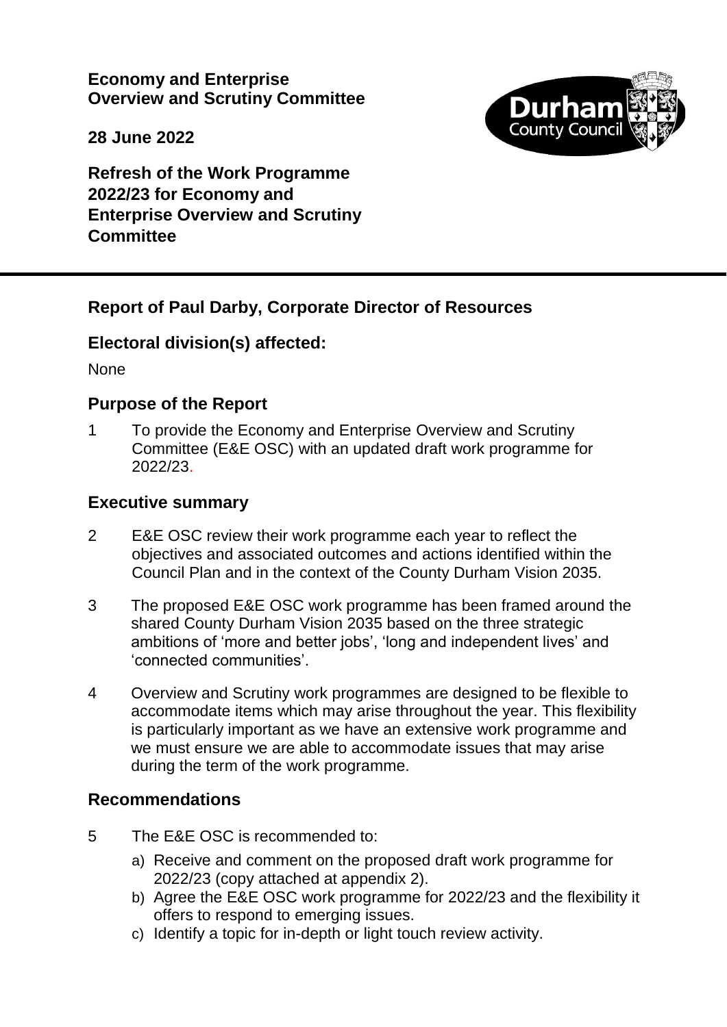**Economy and Enterprise Overview and Scrutiny Committee**

**28 June 2022**

# Refresh of the Work Programme 2022/23 for Economy and Enterprise Overview and Scrutiny Committee

## Report of Paul Darby, Corporate Director of Resources

## Electoral division(s) affected:

None

## Purpose of the Report

1 To provide the Economy and Enterprise Overview and Scrutiny Committee (E&E OSC) with an updated draft work programme for 2022/23.

## Executive summary

2 E&E OSC review their work programme each year to reflect the objectives and associated outcomes and actions identified within the Council Plan and in the context of the County Durham Vision 2035.

3 The proposed E&E OSC work programme has been framed around the shared County Durham Vision 2035 based on the three strategic ambitions of 'more and better jobs', 'long and independent lives' and 'connected communities'.

4 Overview and Scrutiny work programmes are designed to be flexible to accommodate items which may arise throughout the year. This flexibility is particularly important as we have an extensive work programme and we must ensure we are able to accommodate issues that may arise during the term of the work programme.

## Recommendations

5 The E&E OSC is recommended to:

a) Receive and comment on the proposed draft work programme for 2022/23 (copy attached at appendix 2).
b) Agree the E&E OSC work programme for 2022/23 and the flexibility it offers to respond to emerging issues.
c) Identify a topic for in-depth or light touch review activity.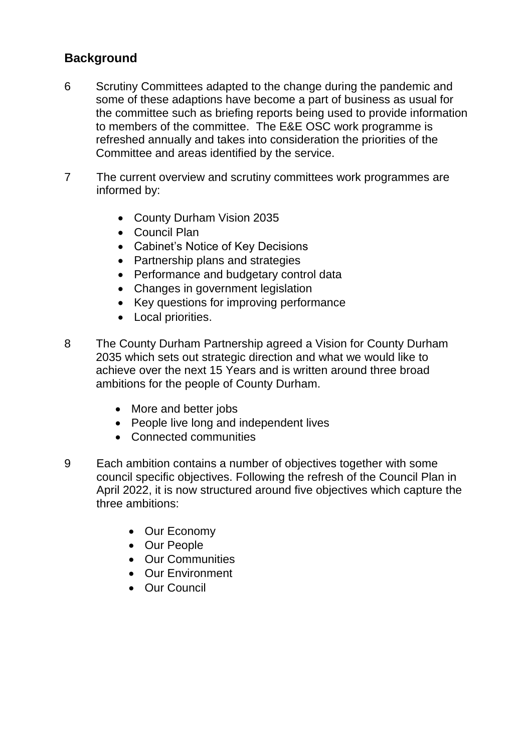## Background

6 Scrutiny Committees adapted to the change during the pandemic and some of these adaptions have become a part of business as usual for the committee such as briefing reports being used to provide information to members of the committee. The E&E OSC work programme is refreshed annually and takes into consideration the priorities of the Committee and areas identified by the service.

7 The current overview and scrutiny committees work programmes are informed by:

- County Durham Vision 2035
- Council Plan
- Cabinet's Notice of Key Decisions
- Partnership plans and strategies
- Performance and budgetary control data
- Changes in government legislation
- Key questions for improving performance
- Local priorities.

8 The County Durham Partnership agreed a Vision for County Durham 2035 which sets out strategic direction and what we would like to achieve over the next 15 Years and is written around three broad ambitions for the people of County Durham.

- More and better jobs
- People live long and independent lives
- Connected communities

9 Each ambition contains a number of objectives together with some council specific objectives. Following the refresh of the Council Plan in April 2022, it is now structured around five objectives which capture the three ambitions:

- Our Economy
- Our People
- Our Communities
- Our Environment
- Our Council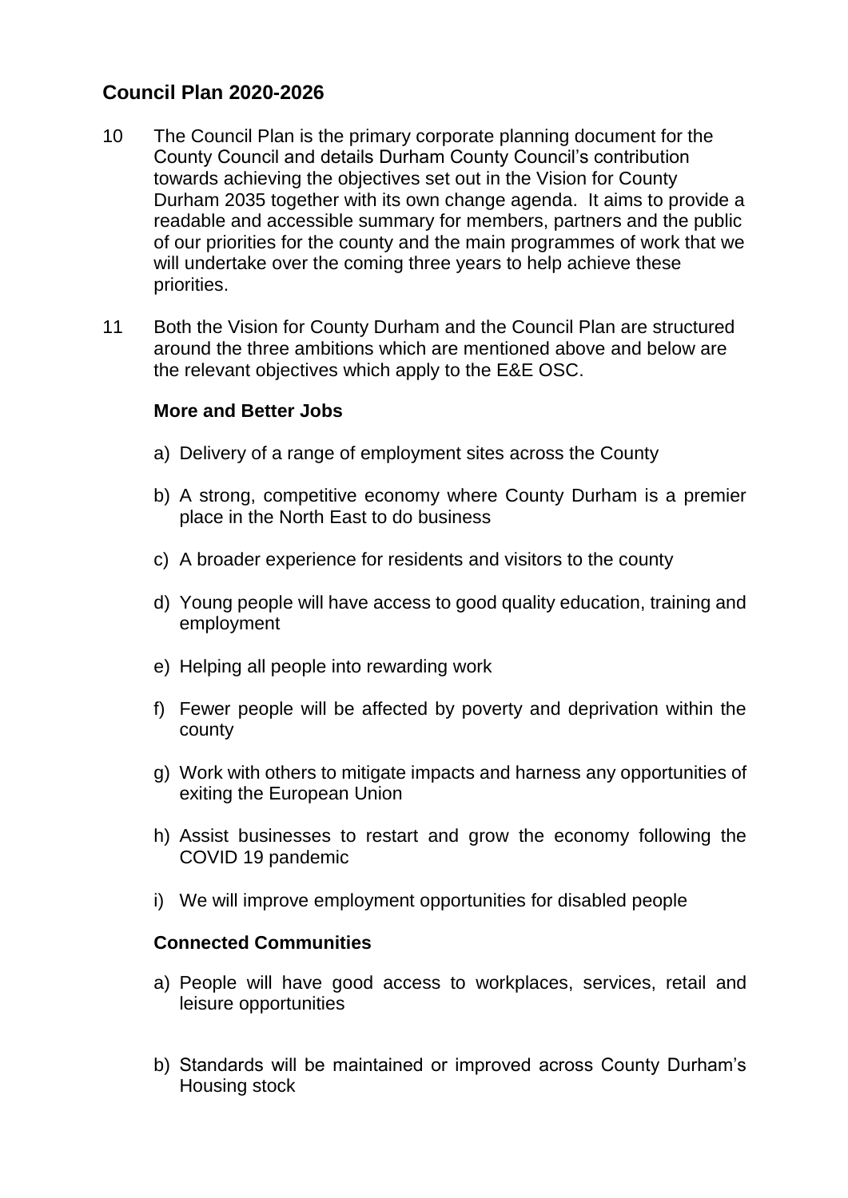## Council Plan 2020-2026

10 The Council Plan is the primary corporate planning document for the County Council and details Durham County Council's contribution towards achieving the objectives set out in the Vision for County Durham 2035 together with its own change agenda. It aims to provide a readable and accessible summary for members, partners and the public of our priorities for the county and the main programmes of work that we will undertake over the coming three years to help achieve these priorities.

11 Both the Vision for County Durham and the Council Plan are structured around the three ambitions which are mentioned above and below are the relevant objectives which apply to the E&E OSC.

**More and Better Jobs**

a) Delivery of a range of employment sites across the County

b) A strong, competitive economy where County Durham is a premier place in the North East to do business

c) A broader experience for residents and visitors to the county

d) Young people will have access to good quality education, training and employment

e) Helping all people into rewarding work

f) Fewer people will be affected by poverty and deprivation within the county

g) Work with others to mitigate impacts and harness any opportunities of exiting the European Union

h) Assist businesses to restart and grow the economy following the COVID 19 pandemic

i) We will improve employment opportunities for disabled people

**Connected Communities**

a) People will have good access to workplaces, services, retail and leisure opportunities

b) Standards will be maintained or improved across County Durham's Housing stock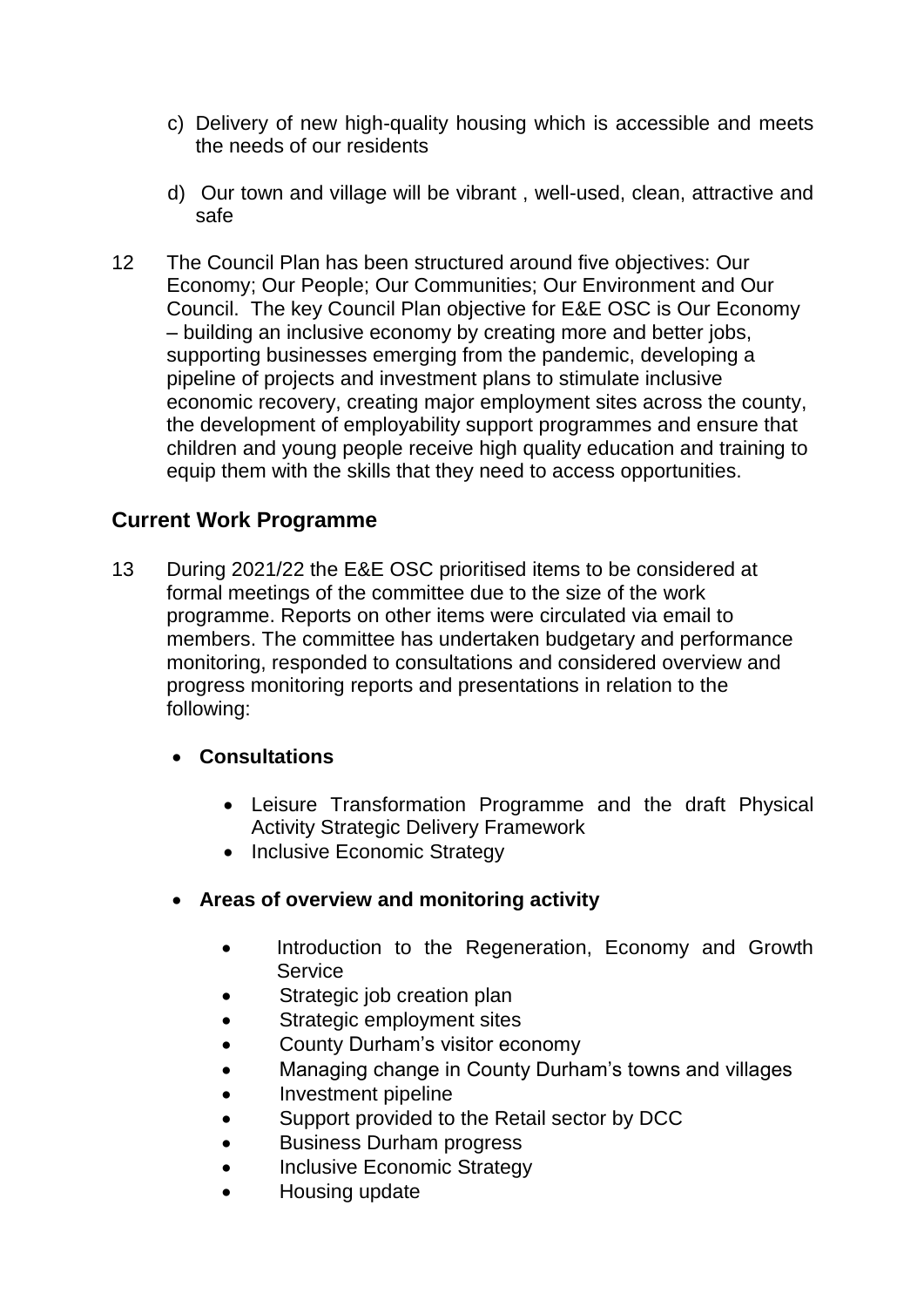c) Delivery of new high-quality housing which is accessible and meets the needs of our residents

d) Our town and village will be vibrant , well-used, clean, attractive and safe

12 The Council Plan has been structured around five objectives: Our Economy; Our People; Our Communities; Our Environment and Our Council. The key Council Plan objective for E&E OSC is Our Economy – building an inclusive economy by creating more and better jobs, supporting businesses emerging from the pandemic, developing a pipeline of projects and investment plans to stimulate inclusive economic recovery, creating major employment sites across the county, the development of employability support programmes and ensure that children and young people receive high quality education and training to equip them with the skills that they need to access opportunities.

## Current Work Programme

13 During 2021/22 the E&E OSC prioritised items to be considered at formal meetings of the committee due to the size of the work programme. Reports on other items were circulated via email to members. The committee has undertaken budgetary and performance monitoring, responded to consultations and considered overview and progress monitoring reports and presentations in relation to the following:

- **Consultations**
  - Leisure Transformation Programme and the draft Physical Activity Strategic Delivery Framework
  - Inclusive Economic Strategy

- **Areas of overview and monitoring activity**
  - Introduction to the Regeneration, Economy and Growth Service
  - Strategic job creation plan
  - Strategic employment sites
  - County Durham's visitor economy
  - Managing change in County Durham's towns and villages
  - Investment pipeline
  - Support provided to the Retail sector by DCC
  - Business Durham progress
  - Inclusive Economic Strategy
  - Housing update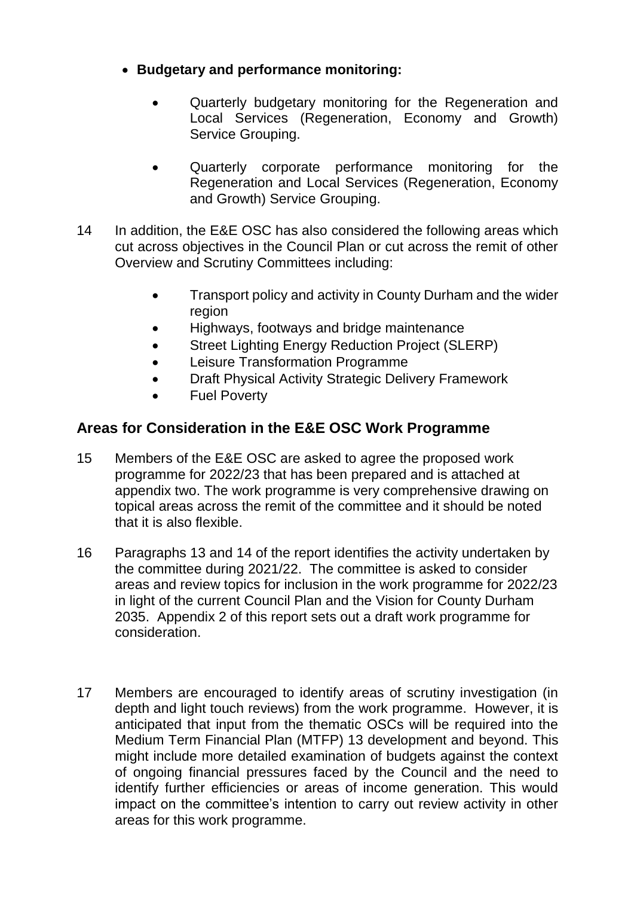- **Budgetary and performance monitoring:**

    - Quarterly budgetary monitoring for the Regeneration and Local Services (Regeneration, Economy and Growth) Service Grouping.

    - Quarterly corporate performance monitoring for the Regeneration and Local Services (Regeneration, Economy and Growth) Service Grouping.

14 In addition, the E&E OSC has also considered the following areas which cut across objectives in the Council Plan or cut across the remit of other Overview and Scrutiny Committees including:

- Transport policy and activity in County Durham and the wider region
- Highways, footways and bridge maintenance
- Street Lighting Energy Reduction Project (SLERP)
- Leisure Transformation Programme
- Draft Physical Activity Strategic Delivery Framework
- Fuel Poverty

## Areas for Consideration in the E&E OSC Work Programme

15 Members of the E&E OSC are asked to agree the proposed work programme for 2022/23 that has been prepared and is attached at appendix two. The work programme is very comprehensive drawing on topical areas across the remit of the committee and it should be noted that it is also flexible.

16 Paragraphs 13 and 14 of the report identifies the activity undertaken by the committee during 2021/22. The committee is asked to consider areas and review topics for inclusion in the work programme for 2022/23 in light of the current Council Plan and the Vision for County Durham 2035. Appendix 2 of this report sets out a draft work programme for consideration.

17 Members are encouraged to identify areas of scrutiny investigation (in depth and light touch reviews) from the work programme. However, it is anticipated that input from the thematic OSCs will be required into the Medium Term Financial Plan (MTFP) 13 development and beyond. This might include more detailed examination of budgets against the context of ongoing financial pressures faced by the Council and the need to identify further efficiencies or areas of income generation. This would impact on the committee's intention to carry out review activity in other areas for this work programme.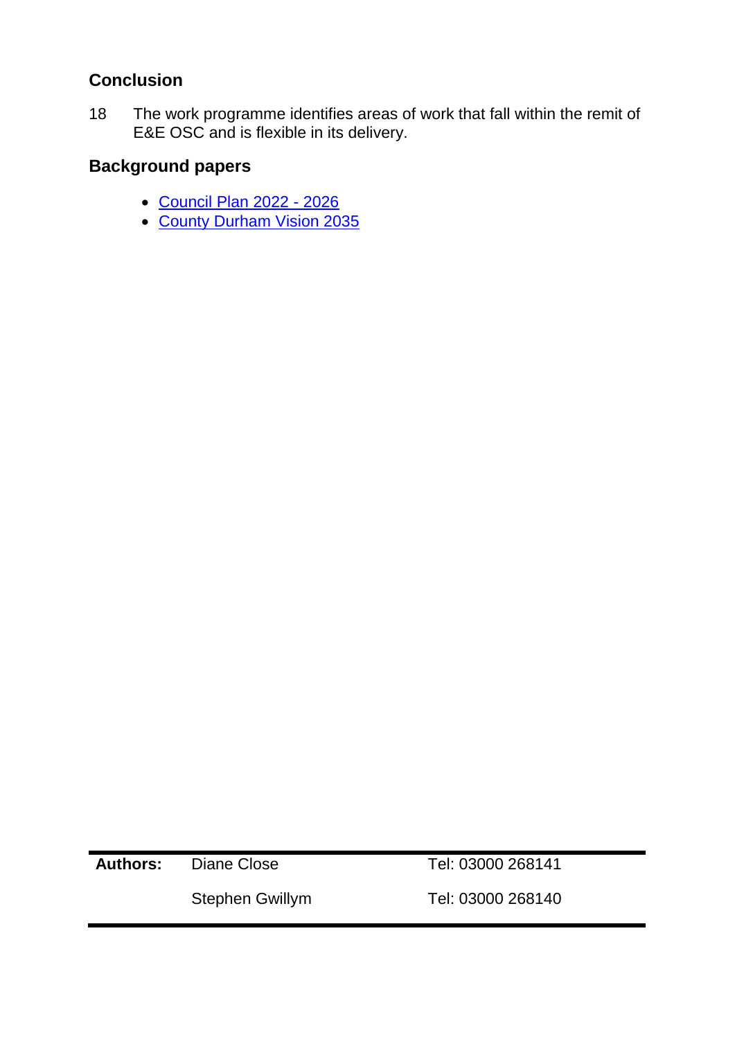## Conclusion

18 The work programme identifies areas of work that fall within the remit of E&E OSC and is flexible in its delivery.

## Background papers

- Council Plan 2022 - 2026
- County Durham Vision 2035

| Authors: | Diane Close | Tel: 03000 268141 |
|---|---|---|
| | Stephen Gwillym | Tel: 03000 268140 |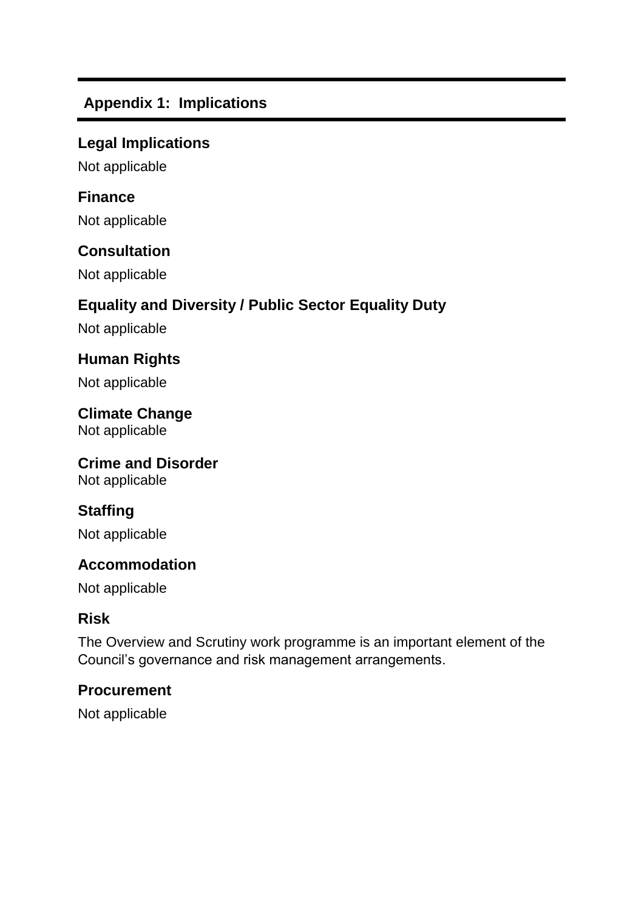## Appendix 1: Implications

### Legal Implications

Not applicable

### Finance

Not applicable

### Consultation

Not applicable

### Equality and Diversity / Public Sector Equality Duty

Not applicable

### Human Rights

Not applicable

### Climate Change

Not applicable

### Crime and Disorder

Not applicable

### Staffing

Not applicable

### Accommodation

Not applicable

### Risk

The Overview and Scrutiny work programme is an important element of the Council's governance and risk management arrangements.

### Procurement

Not applicable